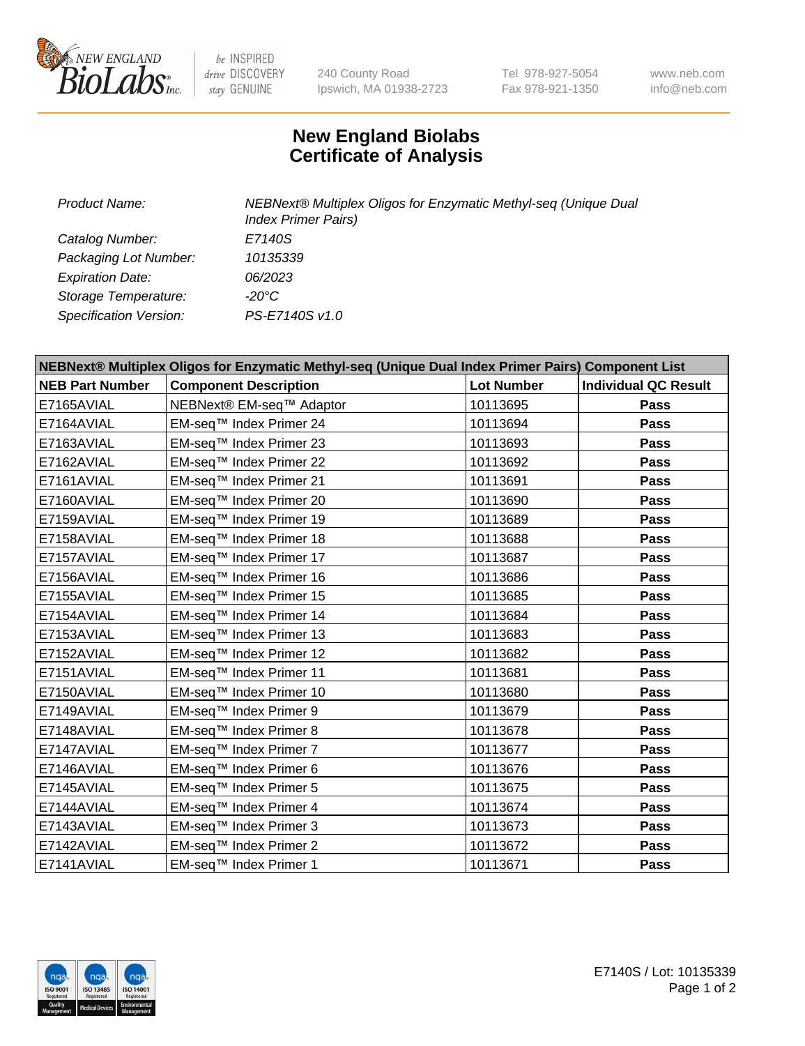240 County Road
Ipswich, MA 01938-2723

Tel 978-927-5054
Fax 978-921-1350

www.neb.com
info@neb.com

# New England Biolabs
# Certificate of Analysis

| | |
|---|---|
| *Product Name:* | *NEBNext® Multiplex Oligos for Enzymatic Methyl-seq (Unique Dual Index Primer Pairs)* |
| *Catalog Number:* | *E7140S* |
| *Packaging Lot Number:* | *10135339* |
| *Expiration Date:* | *06/2023* |
| *Storage Temperature:* | *-20°C* |
| *Specification Version:* | *PS-E7140S v1.0* |

| NEBNext® Multiplex Oligos for Enzymatic Methyl-seq (Unique Dual Index Primer Pairs) Component List | | | |
|---|---|---|---|
| **NEB Part Number** | **Component Description** | **Lot Number** | **Individual QC Result** |
| E7165AVIAL | NEBNext® EM-seq™ Adaptor | 10113695 | **Pass** |
| E7164AVIAL | EM-seq™ Index Primer 24 | 10113694 | **Pass** |
| E7163AVIAL | EM-seq™ Index Primer 23 | 10113693 | **Pass** |
| E7162AVIAL | EM-seq™ Index Primer 22 | 10113692 | **Pass** |
| E7161AVIAL | EM-seq™ Index Primer 21 | 10113691 | **Pass** |
| E7160AVIAL | EM-seq™ Index Primer 20 | 10113690 | **Pass** |
| E7159AVIAL | EM-seq™ Index Primer 19 | 10113689 | **Pass** |
| E7158AVIAL | EM-seq™ Index Primer 18 | 10113688 | **Pass** |
| E7157AVIAL | EM-seq™ Index Primer 17 | 10113687 | **Pass** |
| E7156AVIAL | EM-seq™ Index Primer 16 | 10113686 | **Pass** |
| E7155AVIAL | EM-seq™ Index Primer 15 | 10113685 | **Pass** |
| E7154AVIAL | EM-seq™ Index Primer 14 | 10113684 | **Pass** |
| E7153AVIAL | EM-seq™ Index Primer 13 | 10113683 | **Pass** |
| E7152AVIAL | EM-seq™ Index Primer 12 | 10113682 | **Pass** |
| E7151AVIAL | EM-seq™ Index Primer 11 | 10113681 | **Pass** |
| E7150AVIAL | EM-seq™ Index Primer 10 | 10113680 | **Pass** |
| E7149AVIAL | EM-seq™ Index Primer 9 | 10113679 | **Pass** |
| E7148AVIAL | EM-seq™ Index Primer 8 | 10113678 | **Pass** |
| E7147AVIAL | EM-seq™ Index Primer 7 | 10113677 | **Pass** |
| E7146AVIAL | EM-seq™ Index Primer 6 | 10113676 | **Pass** |
| E7145AVIAL | EM-seq™ Index Primer 5 | 10113675 | **Pass** |
| E7144AVIAL | EM-seq™ Index Primer 4 | 10113674 | **Pass** |
| E7143AVIAL | EM-seq™ Index Primer 3 | 10113673 | **Pass** |
| E7142AVIAL | EM-seq™ Index Primer 2 | 10113672 | **Pass** |
| E7141AVIAL | EM-seq™ Index Primer 1 | 10113671 | **Pass** |

E7140S / Lot: 10135339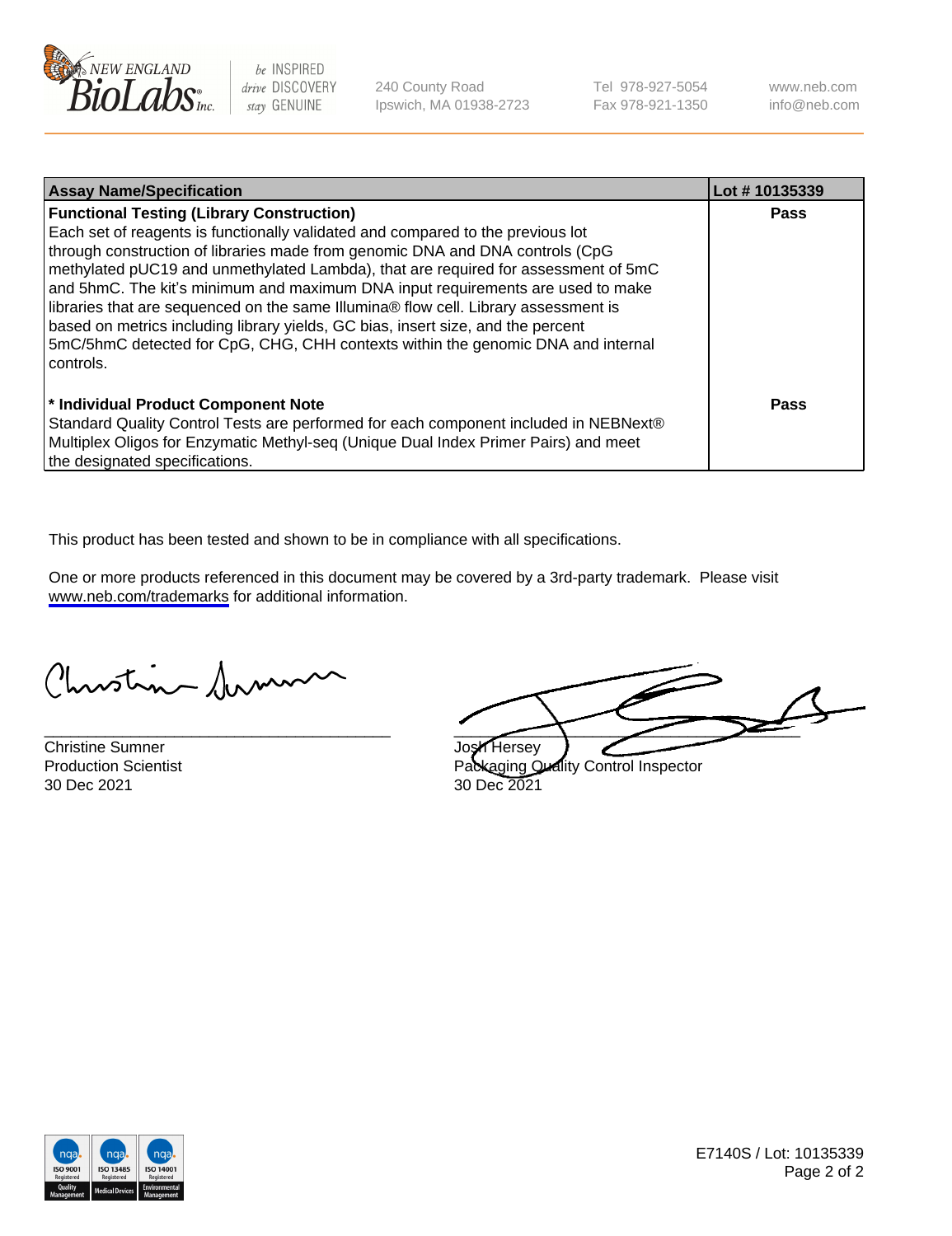| Assay Name/Specification | Lot # 10135339 |
|---|---|
| **Functional Testing (Library Construction)** Each set of reagents is functionally validated and compared to the previous lot through construction of libraries made from genomic DNA and DNA controls (CpG methylated pUC19 and unmethylated Lambda), that are required for assessment of 5mC and 5hmC. The kit's minimum and maximum DNA input requirements are used to make libraries that are sequenced on the same Illumina® flow cell. Library assessment is based on metrics including library yields, GC bias, insert size, and the percent 5mC/5hmC detected for CpG, CHG, CHH contexts within the genomic DNA and internal controls. | **Pass** |
| **\* Individual Product Component Note** Standard Quality Control Tests are performed for each component included in NEBNext® Multiplex Oligos for Enzymatic Methyl-seq (Unique Dual Index Primer Pairs) and meet the designated specifications. | **Pass** |

This product has been tested and shown to be in compliance with all specifications.

One or more products referenced in this document may be covered by a 3rd-party trademark. Please visit www.neb.com/trademarks for additional information.

Christine Sumner
Production Scientist
30 Dec 2021

Josh Hersey
Packaging Quality Control Inspector
30 Dec 2021

E7140S / Lot: 10135339